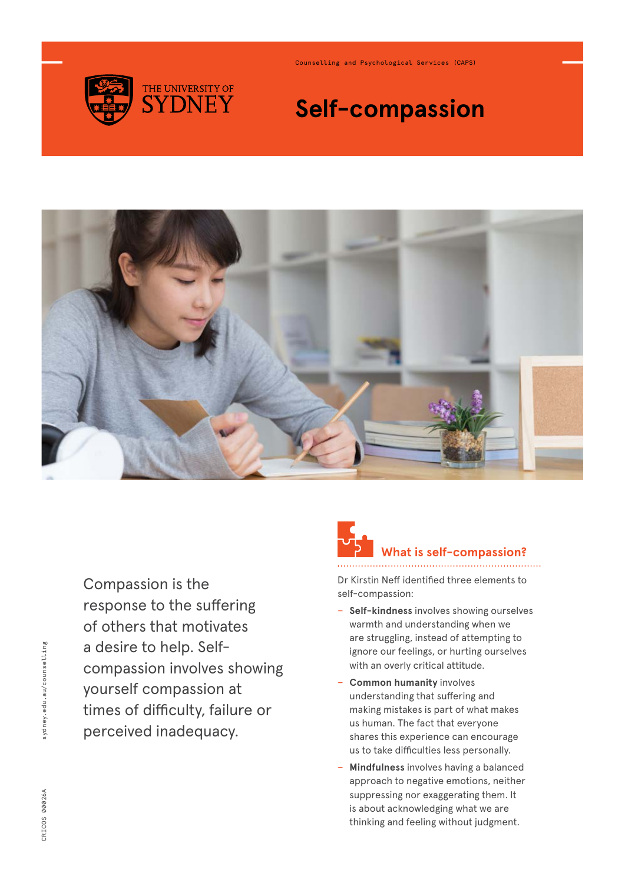Counselling and Psychological Services (CAPS)

# Self-compassion

Compassion is the response to the suffering of others that motivates a desire to help. Self-compassion involves showing yourself compassion at times of difficulty, failure or perceived inadequacy.

## What is self-compassion?

Dr Kirstin Neff identified three elements to self-compassion:

- **Self-kindness** involves showing ourselves warmth and understanding when we are struggling, instead of attempting to ignore our feelings, or hurting ourselves with an overly critical attitude.
- **Common humanity** involves understanding that suffering and making mistakes is part of what makes us human. The fact that everyone shares this experience can encourage us to take difficulties less personally.
- **Mindfulness** involves having a balanced approach to negative emotions, neither suppressing nor exaggerating them. It is about acknowledging what we are thinking and feeling without judgment.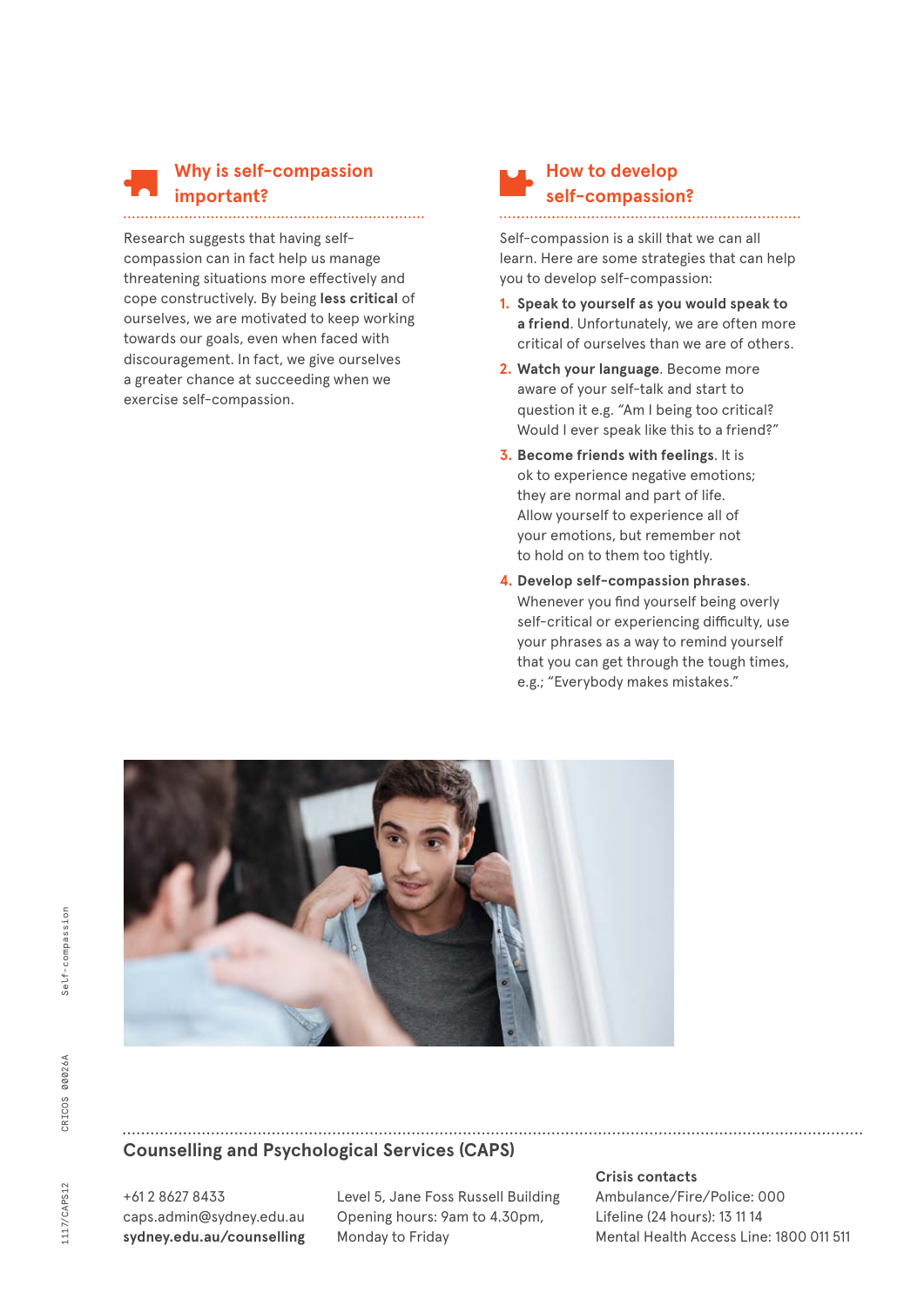## Why is self-compassion important?

Research suggests that having self-compassion can in fact help us manage threatening situations more effectively and cope constructively. By being **less critical** of ourselves, we are motivated to keep working towards our goals, even when faced with discouragement. In fact, we give ourselves a greater chance at succeeding when we exercise self-compassion.

## How to develop self-compassion?

Self-compassion is a skill that we can all learn. Here are some strategies that can help you to develop self-compassion:

1. **Speak to yourself as you would speak to a friend**. Unfortunately, we are often more critical of ourselves than we are of others.
2. **Watch your language**. Become more aware of your self-talk and start to question it e.g. "Am I being too critical? Would I ever speak like this to a friend?"
3. **Become friends with feelings**. It is ok to experience negative emotions; they are normal and part of life. Allow yourself to experience all of your emotions, but remember not to hold on to them too tightly.
4. **Develop self-compassion phrases**. Whenever you find yourself being overly self-critical or experiencing difficulty, use your phrases as a way to remind yourself that you can get through the tough times, e.g.; "Everybody makes mistakes."

## Counselling and Psychological Services (CAPS)

+61 2 8627 8433
caps.admin@sydney.edu.au
**sydney.edu.au/counselling**

Level 5, Jane Foss Russell Building
Opening hours: 9am to 4.30pm, Monday to Friday

**Crisis contacts**
Ambulance/Fire/Police: 000
Lifeline (24 hours): 13 11 14
Mental Health Access Line: 1800 011 511

Self-compassion

CRICOS 00026A

1117/CAPS12